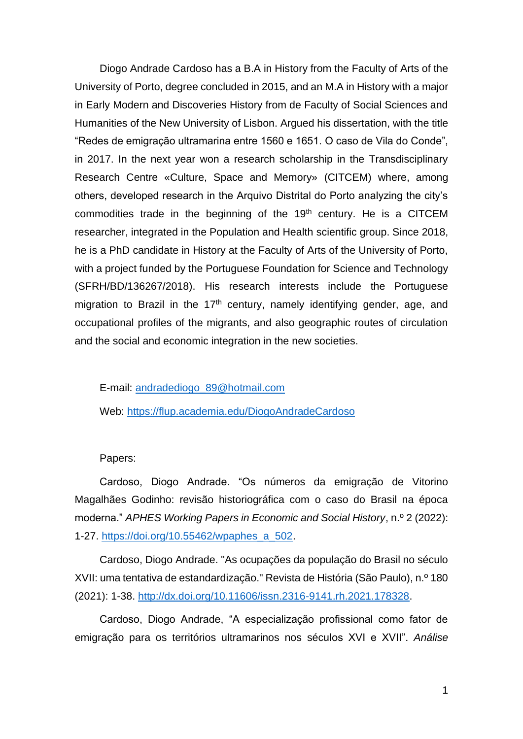Diogo Andrade Cardoso has a B.A in History from the Faculty of Arts of the University of Porto, degree concluded in 2015, and an M.A in History with a major in Early Modern and Discoveries History from de Faculty of Social Sciences and Humanities of the New University of Lisbon. Argued his dissertation, with the title "Redes de emigração ultramarina entre 1560 e 1651. O caso de Vila do Conde", in 2017. In the next year won a research scholarship in the Transdisciplinary Research Centre «Culture, Space and Memory» (CITCEM) where, among others, developed research in the Arquivo Distrital do Porto analyzing the city's commodities trade in the beginning of the 19th century. He is a CITCEM researcher, integrated in the Population and Health scientific group. Since 2018, he is a PhD candidate in History at the Faculty of Arts of the University of Porto, with a project funded by the Portuguese Foundation for Science and Technology (SFRH/BD/136267/2018). His research interests include the Portuguese migration to Brazil in the 17th century, namely identifying gender, age, and occupational profiles of the migrants, and also geographic routes of circulation and the social and economic integration in the new societies.

E-mail: [andradediogo_89@hotmail.com](mailto:andradediogo_89@hotmail.com)

Web: [https://flup.academia.edu/DiogoAndradeCardoso](https://flup.academia.edu/DiogoAndradeCardoso)

Papers:

Cardoso, Diogo Andrade. "Os números da emigração de Vitorino Magalhães Godinho: revisão historiográfica com o caso do Brasil na época moderna." *APHES Working Papers in Economic and Social History*, n.º 2 (2022): 1-27. [https://doi.org/10.55462/wpaphes_a_502](https://doi.org/10.55462/wpaphes_a_502).

Cardoso, Diogo Andrade. "As ocupações da população do Brasil no século XVII: uma tentativa de estandardização." Revista de História (São Paulo), n.º 180 (2021): 1-38. [http://dx.doi.org/10.11606/issn.2316-9141.rh.2021.178328](http://dx.doi.org/10.11606/issn.2316-9141.rh.2021.178328).

Cardoso, Diogo Andrade, "A especialização profissional como fator de emigração para os territórios ultramarinos nos séculos XVI e XVII". *Análise*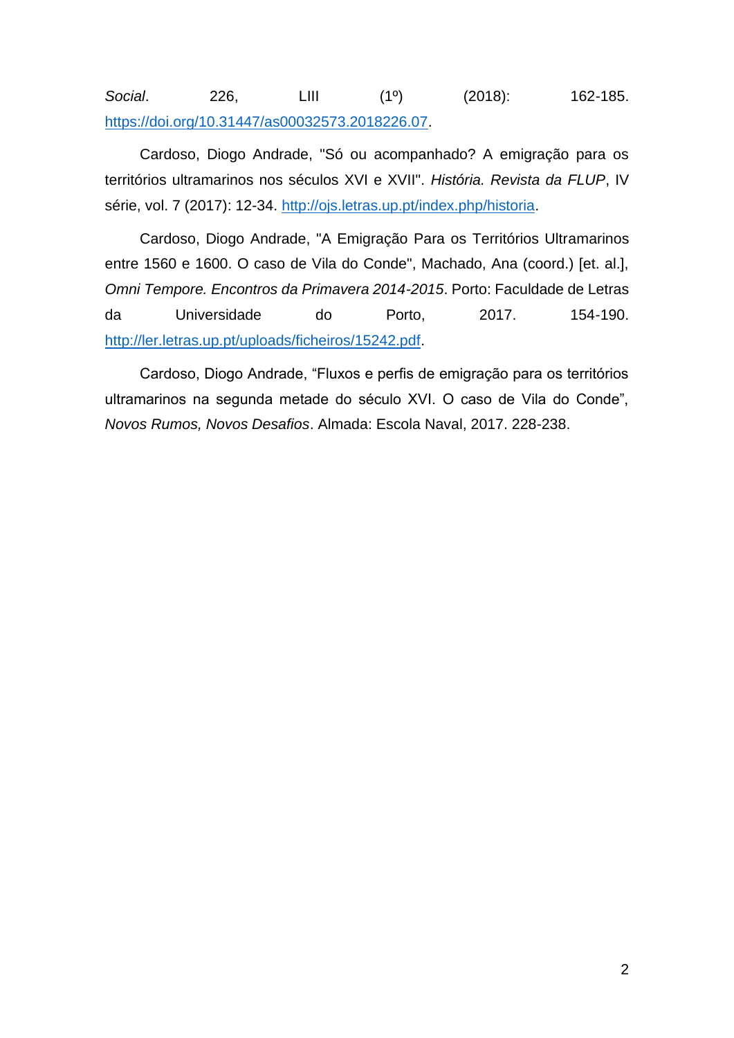*Social*. 226, LIII (1º) (2018): 162-185. https://doi.org/10.31447/as00032573.2018226.07.

Cardoso, Diogo Andrade, "Só ou acompanhado? A emigração para os territórios ultramarinos nos séculos XVI e XVII". *História. Revista da FLUP*, IV série, vol. 7 (2017): 12-34. http://ojs.letras.up.pt/index.php/historia.

Cardoso, Diogo Andrade, "A Emigração Para os Territórios Ultramarinos entre 1560 e 1600. O caso de Vila do Conde", Machado, Ana (coord.) [et. al.], *Omni Tempore. Encontros da Primavera 2014-2015*. Porto: Faculdade de Letras da Universidade do Porto, 2017. 154-190. http://ler.letras.up.pt/uploads/ficheiros/15242.pdf.

Cardoso, Diogo Andrade, "Fluxos e perfis de emigração para os territórios ultramarinos na segunda metade do século XVI. O caso de Vila do Conde", *Novos Rumos, Novos Desafios*. Almada: Escola Naval, 2017. 228-238.